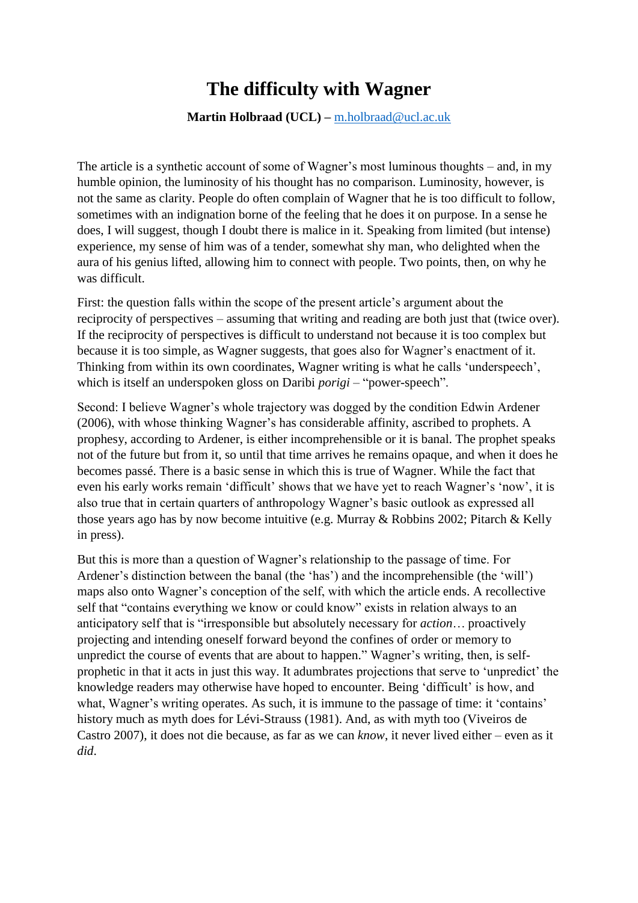# The difficulty with Wagner

**Martin Holbraad (UCL) – m.holbraad@ucl.ac.uk**

The article is a synthetic account of some of Wagner's most luminous thoughts – and, in my humble opinion, the luminosity of his thought has no comparison. Luminosity, however, is not the same as clarity. People do often complain of Wagner that he is too difficult to follow, sometimes with an indignation borne of the feeling that he does it on purpose. In a sense he does, I will suggest, though I doubt there is malice in it. Speaking from limited (but intense) experience, my sense of him was of a tender, somewhat shy man, who delighted when the aura of his genius lifted, allowing him to connect with people. Two points, then, on why he was difficult.

First: the question falls within the scope of the present article's argument about the reciprocity of perspectives – assuming that writing and reading are both just that (twice over). If the reciprocity of perspectives is difficult to understand not because it is too complex but because it is too simple, as Wagner suggests, that goes also for Wagner's enactment of it. Thinking from within its own coordinates, Wagner writing is what he calls 'underspeech', which is itself an underspoken gloss on Daribi *porigi* – "power-speech".

Second: I believe Wagner's whole trajectory was dogged by the condition Edwin Ardener (2006), with whose thinking Wagner's has considerable affinity, ascribed to prophets. A prophesy, according to Ardener, is either incomprehensible or it is banal. The prophet speaks not of the future but from it, so until that time arrives he remains opaque, and when it does he becomes passé. There is a basic sense in which this is true of Wagner. While the fact that even his early works remain 'difficult' shows that we have yet to reach Wagner's 'now', it is also true that in certain quarters of anthropology Wagner's basic outlook as expressed all those years ago has by now become intuitive (e.g. Murray & Robbins 2002; Pitarch & Kelly in press).

But this is more than a question of Wagner's relationship to the passage of time. For Ardener's distinction between the banal (the 'has') and the incomprehensible (the 'will') maps also onto Wagner's conception of the self, with which the article ends. A recollective self that "contains everything we know or could know" exists in relation always to an anticipatory self that is "irresponsible but absolutely necessary for *action*… proactively projecting and intending oneself forward beyond the confines of order or memory to unpredict the course of events that are about to happen." Wagner's writing, then, is self-prophetic in that it acts in just this way. It adumbrates projections that serve to 'unpredict' the knowledge readers may otherwise have hoped to encounter. Being 'difficult' is how, and what, Wagner's writing operates. As such, it is immune to the passage of time: it 'contains' history much as myth does for Lévi-Strauss (1981). And, as with myth too (Viveiros de Castro 2007), it does not die because, as far as we can *know*, it never lived either – even as it *did*.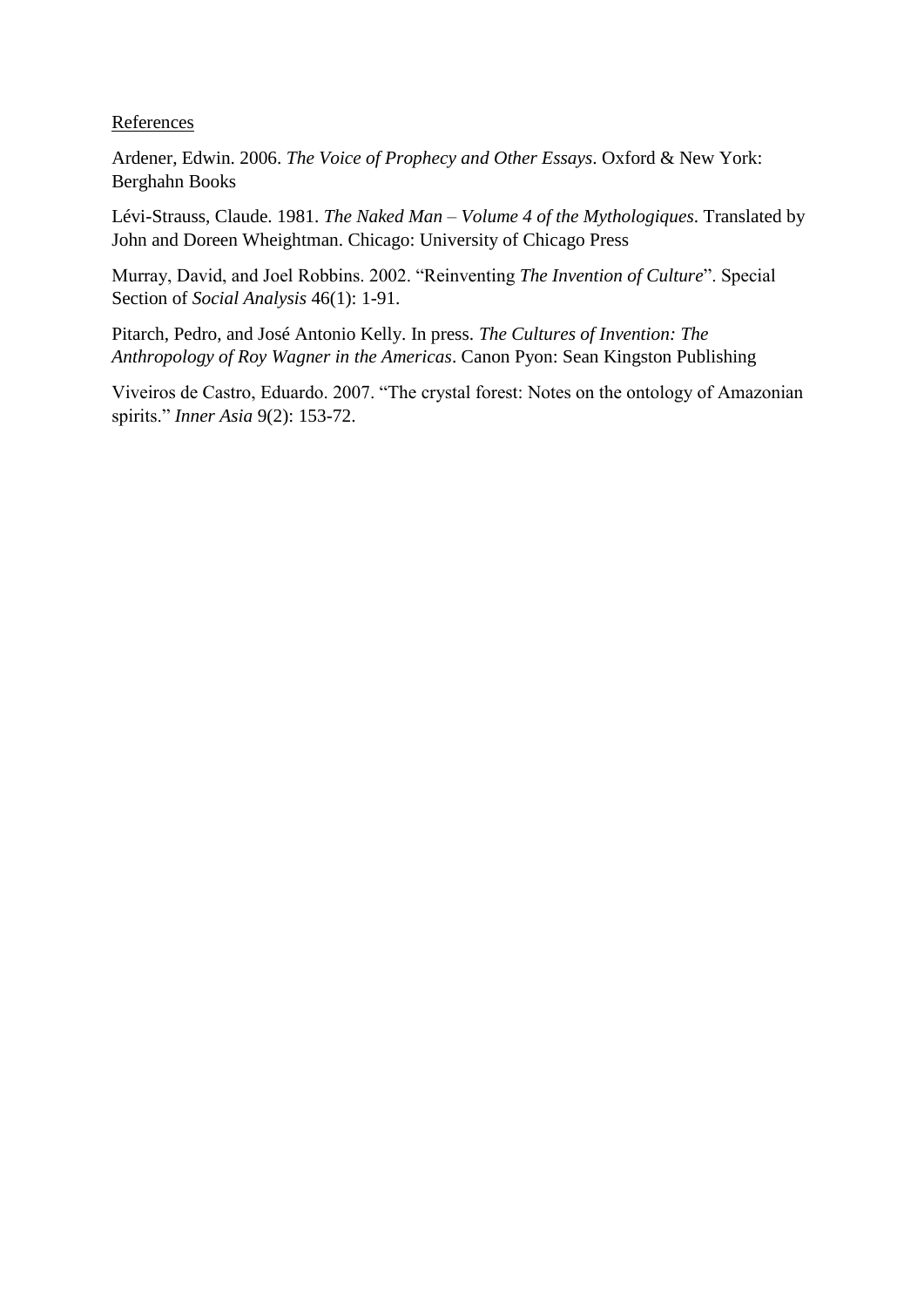References

Ardener, Edwin. 2006. *The Voice of Prophecy and Other Essays*. Oxford & New York: Berghahn Books

Lévi-Strauss, Claude. 1981. *The Naked Man – Volume 4 of the Mythologiques*. Translated by John and Doreen Wheightman. Chicago: University of Chicago Press

Murray, David, and Joel Robbins. 2002. "Reinventing *The Invention of Culture*". Special Section of *Social Analysis* 46(1): 1-91.

Pitarch, Pedro, and José Antonio Kelly. In press. *The Cultures of Invention: The Anthropology of Roy Wagner in the Americas*. Canon Pyon: Sean Kingston Publishing

Viveiros de Castro, Eduardo. 2007. "The crystal forest: Notes on the ontology of Amazonian spirits." *Inner Asia* 9(2): 153-72.